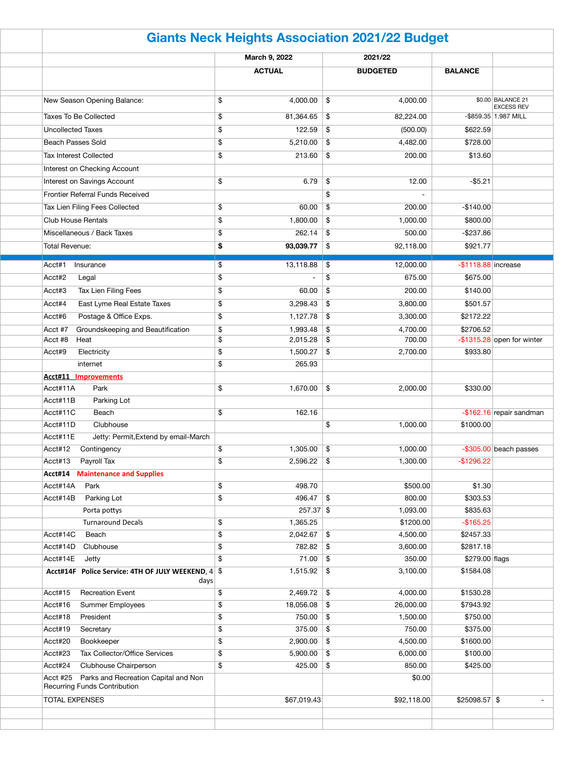# Giants Neck Heights Association 2021/22 Budget

| | March 9, 2022 ACTUAL | 2021/22 BUDGETED | BALANCE | |
|---|---|---|---|---|
| New Season Opening Balance: | $ 4,000.00 | $ 4,000.00 | $0.00 | BALANCE 21 EXCESS REV |
| Taxes To Be Collected | $ 81,364.65 | $ 82,224.00 | -$859.35 | 1.987 MILL |
| Uncollected Taxes | $ 122.59 | $ (500.00) | $622.59 | |
| Beach Passes Sold | $ 5,210.00 | $ 4,482.00 | $728.00 | |
| Tax Interest Collected | $ 213.60 | $ 200.00 | $13.60 | |
| Interest on Checking Account | | | | |
| Interest on Savings Account | $ 6.79 | $ 12.00 | -$5.21 | |
| Frontier Referral Funds Received | | $ - | | |
| Tax Lien Filing Fees Collected | $ 60.00 | $ 200.00 | -$140.00 | |
| Club House Rentals | $ 1,800.00 | $ 1,000.00 | $800.00 | |
| Miscellaneous / Back Taxes | $ 262.14 | $ 500.00 | -$237.86 | |
| Total Revenue: | **$ 93,039.77** | $ 92,118.00 | $921.77 | |
| Acct#1 Insurance | $ 13,118.88 | $ 12,000.00 | -$1118.88 | increase |
| Acct#2 Legal | $ - | $ 675.00 | $675.00 | |
| Acct#3 Tax Lien Filing Fees | $ 60.00 | $ 200.00 | $140.00 | |
| Acct#4 East Lyme Real Estate Taxes | $ 3,298.43 | $ 3,800.00 | $501.57 | |
| Acct#6 Postage & Office Exps. | $ 1,127.78 | $ 3,300.00 | $2172.22 | |
| Acct #7 Groundskeeping and Beautification | $ 1,993.48 | $ 4,700.00 | $2706.52 | |
| Acct #8 Heat | $ 2,015.28 | $ 700.00 | -$1315.28 | open for winter |
| Acct#9 Electricity | $ 1,500.27 | $ 2,700.00 | $933.80 | |
| internet | $ 265.93 | | | |
| **Acct#11 Improvements** | | | | |
| Acct#11A Park | $ 1,670.00 | $ 2,000.00 | $330.00 | |
| Acct#11B Parking Lot | | | | |
| Acct#11C Beach | $ 162.16 | | -$162.16 | repair sandman |
| Acct#11D Clubhouse | | $ 1,000.00 | $1000.00 | |
| Acct#11E Jetty: Permit,Extend by email-March | | | | |
| Acct#12 Contingency | $ 1,305.00 | $ 1,000.00 | -$305.00 | beach passes |
| Acct#13 Payroll Tax | $ 2,596.22 | $ 1,300.00 | -$1296.22 | |
| **Acct#14 Maintenance and Supplies** | | | | |
| Acct#14A Park | $ 498.70 | $500.00 | $1.30 | |
| Acct#14B Parking Lot | $ 496.47 | $ 800.00 | $303.53 | |
| Porta pottys | 257.37 | $ 1,093.00 | $835.63 | |
| Turnaround Decals | $ 1,365.25 | $1200.00 | -$165.25 | |
| Acct#14C Beach | $ 2,042.67 | $ 4,500.00 | $2457.33 | |
| Acct#14D Clubhouse | $ 782.82 | $ 3,600.00 | $2817.18 | |
| Acct#14E Jetty | $ 71.00 | $ 350.00 | $279.00 | flags |
| **Acct#14F Police Service: 4TH OF JULY WEEKEND, 4 days** | $ 1,515.92 | $ 3,100.00 | $1584.08 | |
| Acct#15 Recreation Event | $ 2,469.72 | $ 4,000.00 | $1530.28 | |
| Acct#16 Summer Employees | $ 18,056.08 | $ 26,000.00 | $7943.92 | |
| Acct#18 President | $ 750.00 | $ 1,500.00 | $750.00 | |
| Acct#19 Secretary | $ 375.00 | $ 750.00 | $375.00 | |
| Acct#20 Bookkeeper | $ 2,900.00 | $ 4,500.00 | $1600.00 | |
| Acct#23 Tax Collector/Office Services | $ 5,900.00 | $ 6,000.00 | $100.00 | |
| Acct#24 Clubhouse Chairperson | $ 425.00 | $ 850.00 | $425.00 | |
| Acct #25 Parks and Recreation Capital and Non Recurring Funds Contribution | | $0.00 | | |
| TOTAL EXPENSES | $67,019.43 | $92,118.00 | $25098.57 | $ - |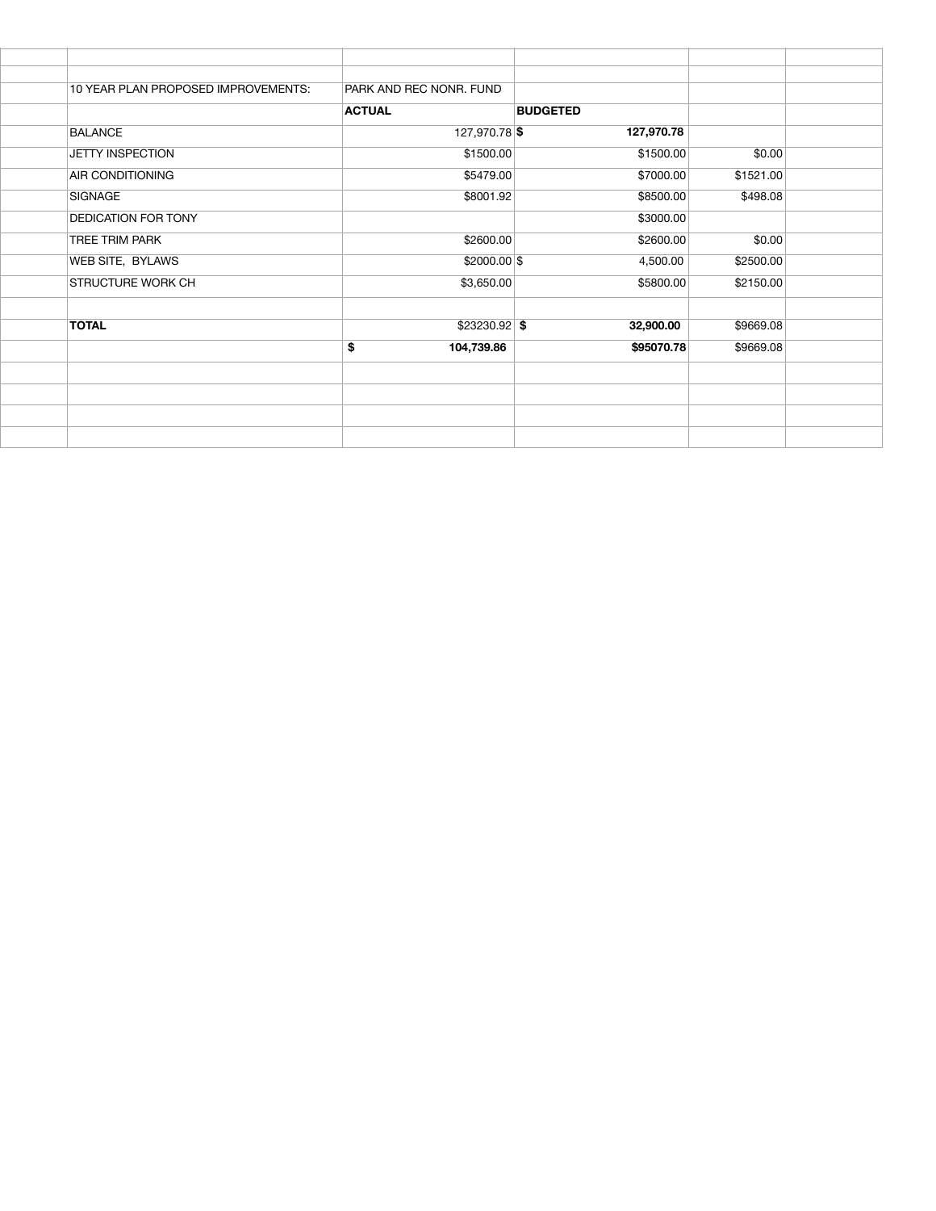| | | | | |
|---|---|---|---|---|
| 10 YEAR PLAN PROPOSED IMPROVEMENTS: | PARK AND REC NONR. FUND | | | |
| | **ACTUAL** | **BUDGETED** | | |
| BALANCE | 127,970.78 | **$ 127,970.78** | | |
| JETTY INSPECTION | $1500.00 | $1500.00 | $0.00 | |
| AIR CONDITIONING | $5479.00 | $7000.00 | $1521.00 | |
| SIGNAGE | $8001.92 | $8500.00 | $498.08 | |
| DEDICATION FOR TONY | | $3000.00 | | |
| TREE TRIM PARK | $2600.00 | $2600.00 | $0.00 | |
| WEB SITE, BYLAWS | $2000.00 | $ 4,500.00 | $2500.00 | |
| STRUCTURE WORK CH | $3,650.00 | $5800.00 | $2150.00 | |
| | | | | |
| **TOTAL** | $23230.92 | **$ 32,900.00** | $9669.08 | |
| | **$ 104,739.86** | $95070.78 | $9669.08 | |